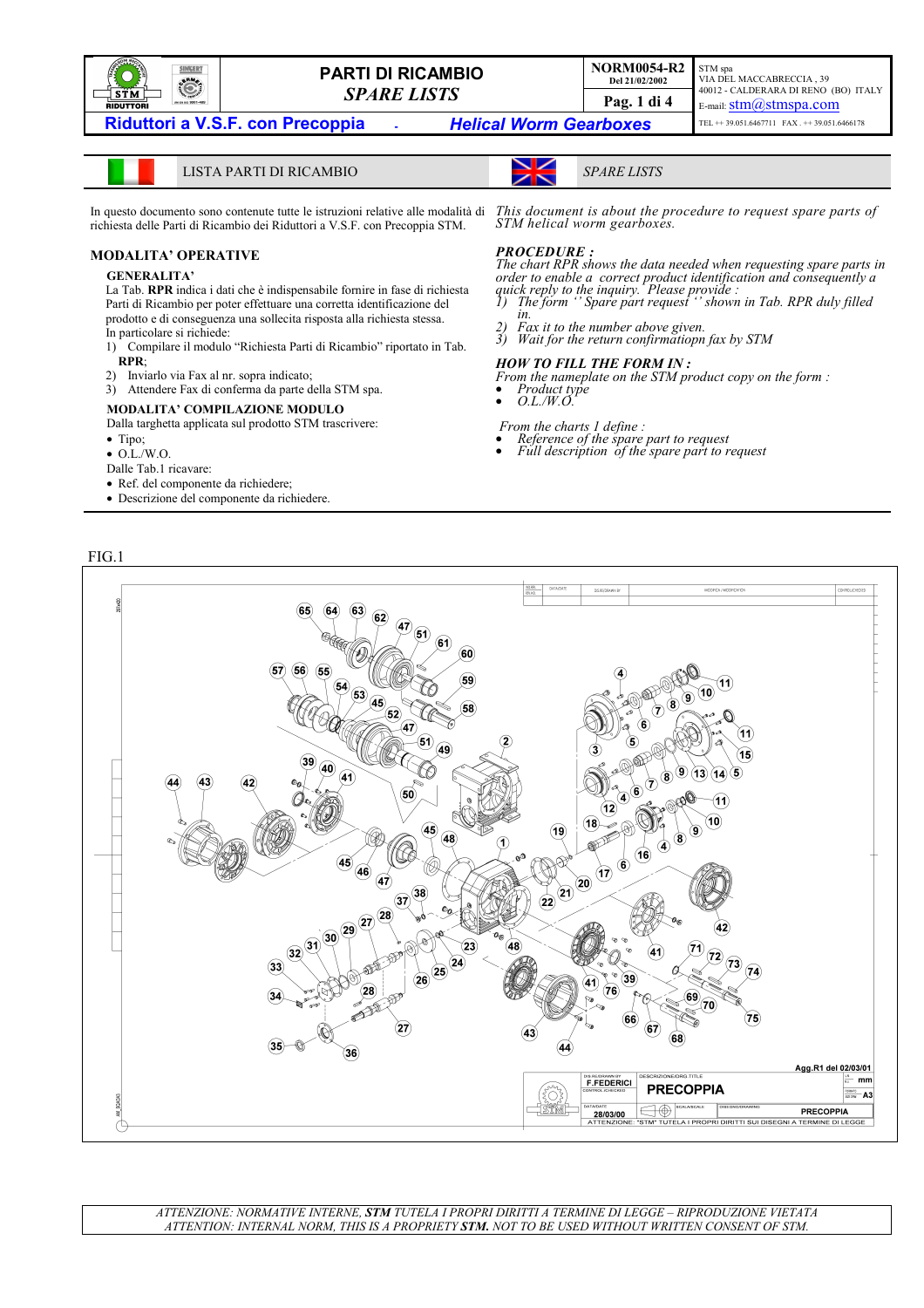# PARTI DI RICAMBIO
## *SPARE LISTS*

NORM0054-R2
Del 21/02/2002

STM spa
VIA DEL MACCABRECCIA , 39
40012 - CALDERARA DI RENO (BO) ITALY
E-mail: stm@stmspa.com
TEL ++ 39.051.6467711 FAX . ++ 39.051.6466178

**Riduttori a V.S.F. con Precoppia** - ***Helical Worm Gearboxes***

## LISTA PARTI DI RICAMBIO

In questo documento sono contenute tutte le istruzioni relative alle modalità di richiesta delle Parti di Ricambio dei Riduttori a V.S.F. con Precoppia STM.

### MODALITA' OPERATIVE

**GENERALITA'**

La Tab. **RPR** indica i dati che è indispensabile fornire in fase di richiesta Parti di Ricambio per poter effettuare una corretta identificazione del prodotto e di conseguenza una sollecita risposta alla richiesta stessa.
In particolare si richiede:

1) Compilare il modulo "Richiesta Parti di Ricambio" riportato in Tab. **RPR**;
2) Inviarlo via Fax al nr. sopra indicato;
3) Attendere Fax di conferma da parte della STM spa.

**MODALITA' COMPILAZIONE MODULO**

Dalla targhetta applicata sul prodotto STM trascrivere:

- Tipo;
- O.L./W.O.

Dalle Tab.1 ricavare:

- Ref. del componente da richiedere;
- Descrizione del componente da richiedere.

## *SPARE LISTS*

*This document is about the procedure to request spare parts of STM helical worm gearboxes.*

### *PROCEDURE :*

*The chart RPR shows the data needed when requesting spare parts in order to enable a correct product identification and consequently a quick reply to the inquiry. Please provide :*

1) *The form '' Spare part request '' shown in Tab. RPR duly filled in.*
2) *Fax it to the number above given.*
3) *Wait for the return confirmatiopn fax by STM*

### *HOW TO FILL THE FORM IN :*

*From the nameplate on the STM product copy on the form :*

- *Product type*
- *O.L./W.O.*

*From the charts 1 define :*

- *Reference of the spare part to request*
- *Full description of the spare part to request*

FIG.1

1 2 3 4 5 6 7 8 9 10 11 12 13 14 15 16 17 18 19 20 21 22 23 24 25 26 27 28 29 30 31 32 33 34 35 36 37 38 39 40 41 42 43 44 45 46 47 48 49 50 51 52 53 54 55 56 57 58 59 60 61 62 63 64 65 66 67 68 69 70 71 72 73 74 75 76

Agg.R1 del 02/03/01
DIS.RE/DRAWN BY: F.FEDERICI
DESCRIZIONE/DRG.TITLE: PRECOPPIA
DATA/DATE: 28/03/00
DISEGNO/DRAWING: PRECOPPIA
mm
A3
ATTENZIONE: "STM" TUTELA I PROPRI DIRITTI SUI DISEGNI A TERMINE DI LEGGE

*ATTENZIONE: NORMATIVE INTERNE, **STM** TUTELA I PROPRI DIRITTI A TERMINE DI LEGGE – RIPRODUZIONE VIETATA*
*ATTENTION: INTERNAL NORM, THIS IS A PROPRIETY **STM.** NOT TO BE USED WITHOUT WRITTEN CONSENT OF STM.*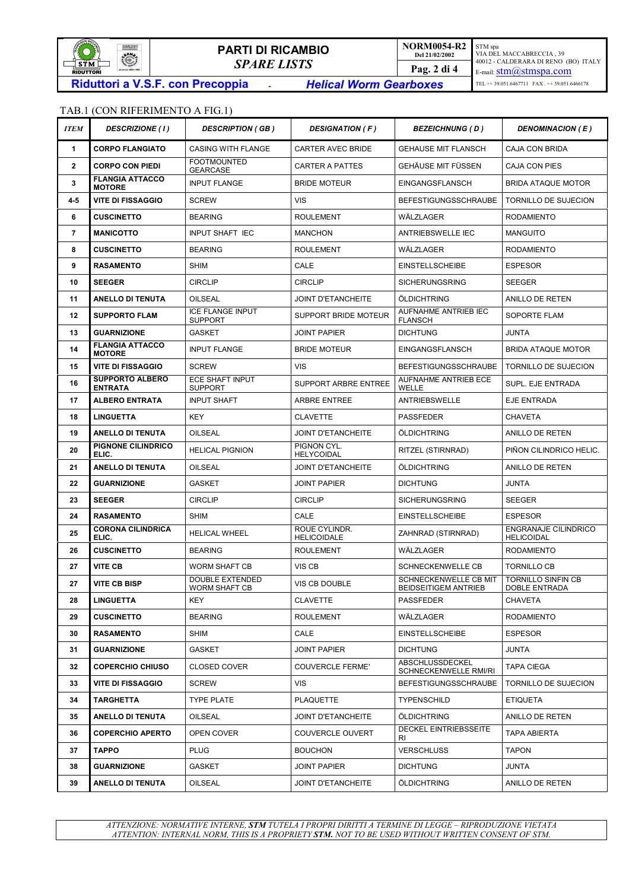# PARTI DI RICAMBIO
## *SPARE LISTS*

**NORM0054-R2**
Del 21/02/2002

STM spa
VIA DEL MACCABRECCIA , 39
40012 - CALDERARA DI RENO (BO) ITALY
E-mail: stm@stmspa.com
TEL ++ 39.051.6467711 FAX . ++ 39.051.6466178

**Riduttori a V.S.F. con Precoppia** - ***Helical Worm Gearboxes***

TAB.1 (CON RIFERIMENTO A FIG.1)

| *ITEM* | *DESCRIZIONE ( I )* | *DESCRIPTION ( GB )* | *DESIGNATION ( F )* | *BEZEICHNUNG ( D )* | *DENOMINACION ( E )* |
|---|---|---|---|---|---|
| **1** | **CORPO FLANGIATO** | CASING WITH FLANGE | CARTER AVEC BRIDE | GEHAUSE MIT FLANSCH | CAJA CON BRIDA |
| **2** | **CORPO CON PIEDI** | FOOTMOUNTED GEARCASE | CARTER A PATTES | GEHÄUSE MIT FÜSSEN | CAJA CON PIES |
| **3** | **FLANGIA ATTACCO MOTORE** | INPUT FLANGE | BRIDE MOTEUR | EINGANGSFLANSCH | BRIDA ATAQUE MOTOR |
| **4-5** | **VITE DI FISSAGGIO** | SCREW | VIS | BEFESTIGUNGSSCHRAUBE | TORNILLO DE SUJECION |
| **6** | **CUSCINETTO** | BEARING | ROULEMENT | WÄLZLAGER | RODAMIENTO |
| **7** | **MANICOTTO** | INPUT SHAFT IEC | MANCHON | ANTRIEBSWELLE IEC | MANGUITO |
| **8** | **CUSCINETTO** | BEARING | ROULEMENT | WÄLZLAGER | RODAMIENTO |
| **9** | **RASAMENTO** | SHIM | CALE | EINSTELLSCHEIBE | ESPESOR |
| **10** | **SEEGER** | CIRCLIP | CIRCLIP | SICHERUNGSRING | SEEGER |
| **11** | **ANELLO DI TENUTA** | OILSEAL | JOINT D'ETANCHEITE | ÖLDICHTRING | ANILLO DE RETEN |
| **12** | **SUPPORTO FLAM** | ICE FLANGE INPUT SUPPORT | SUPPORT BRIDE MOTEUR | AUFNAHME ANTRIEB IEC FLANSCH | SOPORTE FLAM |
| **13** | **GUARNIZIONE** | GASKET | JOINT PAPIER | DICHTUNG | JUNTA |
| **14** | **FLANGIA ATTACCO MOTORE** | INPUT FLANGE | BRIDE MOTEUR | EINGANGSFLANSCH | BRIDA ATAQUE MOTOR |
| **15** | **VITE DI FISSAGGIO** | SCREW | VIS | BEFESTIGUNGSSCHRAUBE | TORNILLO DE SUJECION |
| **16** | **SUPPORTO ALBERO ENTRATA** | ECE SHAFT INPUT SUPPORT | SUPPORT ARBRE ENTREE | AUFNAHME ANTRIEB ECE WELLE | SUPL. EJE ENTRADA |
| **17** | **ALBERO ENTRATA** | INPUT SHAFT | ARBRE ENTREE | ANTRIEBSWELLE | EJE ENTRADA |
| **18** | **LINGUETTA** | KEY | CLAVETTE | PASSFEDER | CHAVETA |
| **19** | **ANELLO DI TENUTA** | OILSEAL | JOINT D'ETANCHEITE | ÖLDICHTRING | ANILLO DE RETEN |
| **20** | **PIGNONE CILINDRICO ELIC.** | HELICAL PIGNION | PIGNON CYL. HELYCOIDAL | RITZEL (STIRNRAD) | PIÑON CILINDRICO HELIC. |
| **21** | **ANELLO DI TENUTA** | OILSEAL | JOINT D'ETANCHEITE | ÖLDICHTRING | ANILLO DE RETEN |
| **22** | **GUARNIZIONE** | GASKET | JOINT PAPIER | DICHTUNG | JUNTA |
| **23** | **SEEGER** | CIRCLIP | CIRCLIP | SICHERUNGSRING | SEEGER |
| **24** | **RASAMENTO** | SHIM | CALE | EINSTELLSCHEIBE | ESPESOR |
| **25** | **CORONA CILINDRICA ELIC.** | HELICAL WHEEL | ROUE CYLINDR. HELICOIDALE | ZAHNRAD (STIRNRAD) | ENGRANAJE CILINDRICO HELICOIDAL |
| **26** | **CUSCINETTO** | BEARING | ROULEMENT | WÄLZLAGER | RODAMIENTO |
| **27** | **VITE CB** | WORM SHAFT CB | VIS CB | SCHNECKENWELLE CB | TORNILLO CB |
| **27** | **VITE CB BISP** | DOUBLE EXTENDED WORM SHAFT CB | VIS CB DOUBLE | SCHNECKENWELLE CB MIT BEIDSEITIGEM ANTRIEB | TORNILLO SINFIN CB DOBLE ENTRADA |
| **28** | **LINGUETTA** | KEY | CLAVETTE | PASSFEDER | CHAVETA |
| **29** | **CUSCINETTO** | BEARING | ROULEMENT | WÄLZLAGER | RODAMIENTO |
| **30** | **RASAMENTO** | SHIM | CALE | EINSTELLSCHEIBE | ESPESOR |
| **31** | **GUARNIZIONE** | GASKET | JOINT PAPIER | DICHTUNG | JUNTA |
| **32** | **COPERCHIO CHIUSO** | CLOSED COVER | COUVERCLE FERME' | ABSCHLUSSDECKEL SCHNECKENWELLE RMI/RI | TAPA CIEGA |
| **33** | **VITE DI FISSAGGIO** | SCREW | VIS | BEFESTIGUNGSSCHRAUBE | TORNILLO DE SUJECION |
| **34** | **TARGHETTA** | TYPE PLATE | PLAQUETTE | TYPENSCHILD | ETIQUETA |
| **35** | **ANELLO DI TENUTA** | OILSEAL | JOINT D'ETANCHEITE | ÖLDICHTRING | ANILLO DE RETEN |
| **36** | **COPERCHIO APERTO** | OPEN COVER | COUVERCLE OUVERT | DECKEL EINTRIEBSSEITE RI | TAPA ABIERTA |
| **37** | **TAPPO** | PLUG | BOUCHON | VERSCHLUSS | TAPON |
| **38** | **GUARNIZIONE** | GASKET | JOINT PAPIER | DICHTUNG | JUNTA |
| **39** | **ANELLO DI TENUTA** | OILSEAL | JOINT D'ETANCHEITE | ÖLDICHTRING | ANILLO DE RETEN |

*ATTENZIONE: NORMATIVE INTERNE, **STM** TUTELA I PROPRI DIRITTI A TERMINE DI LEGGE – RIPRODUZIONE VIETATA*
*ATTENTION: INTERNAL NORM, THIS IS A PROPRIETY **STM.** NOT TO BE USED WITHOUT WRITTEN CONSENT OF STM.*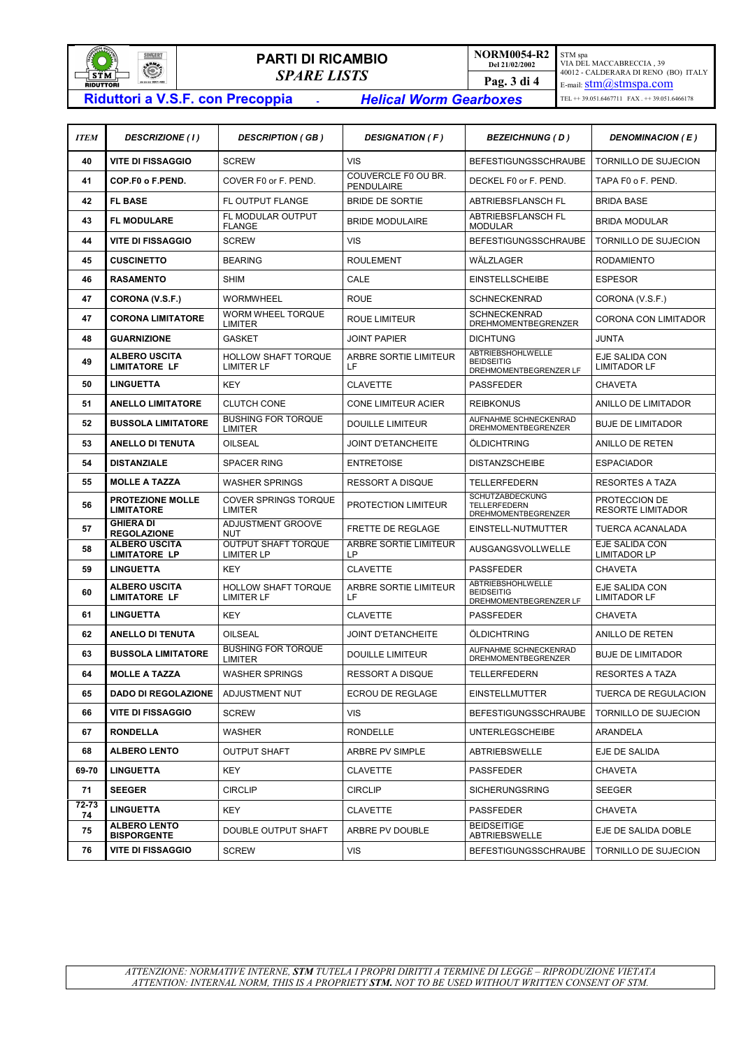# PARTI DI RICAMBIO
## *SPARE LISTS*

NORM0054-R2
Del 21/02/2002

STM spa
VIA DEL MACCABRECCIA , 39
40012 - CALDERARA DI RENO (BO) ITALY
E-mail: stm@stmspa.com
TEL ++ 39.051.6467711 FAX . ++ 39.051.6466178

**Riduttori a V.S.F. con Precoppia - *Helical Worm Gearboxes***

| *ITEM* | *DESCRIZIONE ( I )* | *DESCRIPTION ( GB )* | *DESIGNATION ( F )* | *BEZEICHNUNG ( D )* | *DENOMINACION ( E )* |
|---|---|---|---|---|---|
| 40 | **VITE DI FISSAGGIO** | SCREW | VIS | BEFESTIGUNGSSCHRAUBE | TORNILLO DE SUJECION |
| 41 | **COP.F0 o F.PEND.** | COVER F0 or F. PEND. | COUVERCLE F0 OU BR. PENDULAIRE | DECKEL F0 or F. PEND. | TAPA F0 o F. PEND. |
| 42 | **FL BASE** | FL OUTPUT FLANGE | BRIDE DE SORTIE | ABTRIEBSFLANSCH FL | BRIDA BASE |
| 43 | **FL MODULARE** | FL MODULAR OUTPUT FLANGE | BRIDE MODULAIRE | ABTRIEBSFLANSCH FL MODULAR | BRIDA MODULAR |
| 44 | **VITE DI FISSAGGIO** | SCREW | VIS | BEFESTIGUNGSSCHRAUBE | TORNILLO DE SUJECION |
| 45 | **CUSCINETTO** | BEARING | ROULEMENT | WÄLZLAGER | RODAMIENTO |
| 46 | **RASAMENTO** | SHIM | CALE | EINSTELLSCHEIBE | ESPESOR |
| 47 | **CORONA (V.S.F.)** | WORMWHEEL | ROUE | SCHNECKENRAD | CORONA (V.S.F.) |
| 47 | **CORONA LIMITATORE** | WORM WHEEL TORQUE LIMITER | ROUE LIMITEUR | SCHNECKENRAD DREHMOMENTBEGRENZER | CORONA CON LIMITADOR |
| 48 | **GUARNIZIONE** | GASKET | JOINT PAPIER | DICHTUNG | JUNTA |
| 49 | **ALBERO USCITA LIMITATORE LF** | HOLLOW SHAFT TORQUE LIMITER LF | ARBRE SORTIE LIMITEUR LF | ABTRIEBSHOHLWELLE BEIDSEITIG DREHMOMENTBEGRENZER LF | EJE SALIDA CON LIMITADOR LF |
| 50 | **LINGUETTA** | KEY | CLAVETTE | PASSFEDER | CHAVETA |
| 51 | **ANELLO LIMITATORE** | CLUTCH CONE | CONE LIMITEUR ACIER | REIBKONUS | ANILLO DE LIMITADOR |
| 52 | **BUSSOLA LIMITATORE** | BUSHING FOR TORQUE LIMITER | DOUILLE LIMITEUR | AUFNAHME SCHNECKENRAD DREHMOMENTBEGRENZER | BUJE DE LIMITADOR |
| 53 | **ANELLO DI TENUTA** | OILSEAL | JOINT D'ETANCHEITE | ÖLDICHTRING | ANILLO DE RETEN |
| 54 | **DISTANZIALE** | SPACER RING | ENTRETOISE | DISTANZSCHEIBE | ESPACIADOR |
| 55 | **MOLLE A TAZZA** | WASHER SPRINGS | RESSORT A DISQUE | TELLERFEDERN | RESORTES A TAZA |
| 56 | **PROTEZIONE MOLLE LIMITATORE** | COVER SPRINGS TORQUE LIMITER | PROTECTION LIMITEUR | SCHUTZABDECKUNG TELLERFEDERN DREHMOMENTBEGRENZER | PROTECCION DE RESORTE LIMITADOR |
| 57 | **GHIERA DI REGOLAZIONE** | ADJUSTMENT GROOVE NUT | FRETTE DE REGLAGE | EINSTELL-NUTMUTTER | TUERCA ACANALADA |
| 58 | **ALBERO USCITA LIMITATORE LP** | OUTPUT SHAFT TORQUE LIMITER LP | ARBRE SORTIE LIMITEUR LP | AUSGANGSVOLLWELLE | EJE SALIDA CON LIMITADOR LP |
| 59 | **LINGUETTA** | KEY | CLAVETTE | PASSFEDER | CHAVETA |
| 60 | **ALBERO USCITA LIMITATORE LF** | HOLLOW SHAFT TORQUE LIMITER LF | ARBRE SORTIE LIMITEUR LF | ABTRIEBSHOHLWELLE BEIDSEITIG DREHMOMENTBEGRENZER LF | EJE SALIDA CON LIMITADOR LF |
| 61 | **LINGUETTA** | KEY | CLAVETTE | PASSFEDER | CHAVETA |
| 62 | **ANELLO DI TENUTA** | OILSEAL | JOINT D'ETANCHEITE | ÖLDICHTRING | ANILLO DE RETEN |
| 63 | **BUSSOLA LIMITATORE** | BUSHING FOR TORQUE LIMITER | DOUILLE LIMITEUR | AUFNAHME SCHNECKENRAD DREHMOMENTBEGRENZER | BUJE DE LIMITADOR |
| 64 | **MOLLE A TAZZA** | WASHER SPRINGS | RESSORT A DISQUE | TELLERFEDERN | RESORTES A TAZA |
| 65 | **DADO DI REGOLAZIONE** | ADJUSTMENT NUT | ECROU DE REGLAGE | EINSTELLMUTTER | TUERCA DE REGULACION |
| 66 | **VITE DI FISSAGGIO** | SCREW | VIS | BEFESTIGUNGSSCHRAUBE | TORNILLO DE SUJECION |
| 67 | **RONDELLA** | WASHER | RONDELLE | UNTERLEGSCHEIBE | ARANDELA |
| 68 | **ALBERO LENTO** | OUTPUT SHAFT | ARBRE PV SIMPLE | ABTRIEBSWELLE | EJE DE SALIDA |
| 69-70 | **LINGUETTA** | KEY | CLAVETTE | PASSFEDER | CHAVETA |
| 71 | **SEEGER** | CIRCLIP | CIRCLIP | SICHERUNGSRING | SEEGER |
| 72-73 74 | **LINGUETTA** | KEY | CLAVETTE | PASSFEDER | CHAVETA |
| 75 | **ALBERO LENTO BISPORGENTE** | DOUBLE OUTPUT SHAFT | ARBRE PV DOUBLE | BEIDSEITIGE ABTRIEBSWELLE | EJE DE SALIDA DOBLE |
| 76 | **VITE DI FISSAGGIO** | SCREW | VIS | BEFESTIGUNGSSCHRAUBE | TORNILLO DE SUJECION |

*ATTENZIONE: NORMATIVE INTERNE, **STM** TUTELA I PROPRI DIRITTI A TERMINE DI LEGGE – RIPRODUZIONE VIETATA*
*ATTENTION: INTERNAL NORM, THIS IS A PROPRIETY **STM.** NOT TO BE USED WITHOUT WRITTEN CONSENT OF STM.*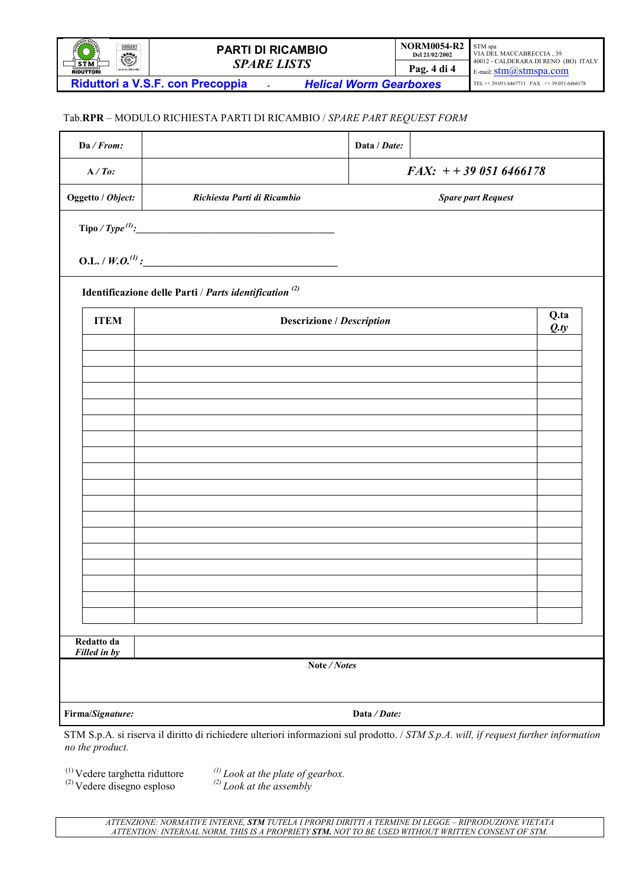Tab.**RPR** – MODULO RICHIESTA PARTI DI RICAMBIO / *SPARE PART REQUEST FORM*

| | | | |
|---|---|---|---|
| **Da** / ***From:*** | | **Data** / ***Date:*** | |
| **A** / ***To:*** | | ***FAX: + + 39 051 6466178*** | |
| **Oggetto** / ***Object:*** | ***Richiesta Parti di Ricambio*** | ***Spare part Request*** | |

**Tipo** / ***Type*** [(1)]**:**_________________________________________

**O.L.** / ***W.O.*** [(1)] **:**_______________________________________

**Identificazione delle Parti** / ***Parts identification*** [(2)]

| **ITEM** | **Descrizione** / ***Description*** | **Q.ta** ***Q.ty*** |
|---|---|---|
| | | |
| | | |
| | | |
| | | |
| | | |
| | | |
| | | |
| | | |
| | | |
| | | |
| | | |
| | | |
| | | |
| | | |
| | | |
| | | |
| | | |
| | | |

| | |
|---|---|
| **Redatto da** ***Filled in by*** | |

**Note** / ***Notes***

**Firma**/***Signature:*** **Data** / ***Date:***

STM S.p.A. si riserva il diritto di richiedere ulteriori informazioni sul prodotto. / *STM S.p.A. will, if request further information no the product.*

[(1)] Vedere targhetta riduttore *[(1)] Look at the plate of gearbox.*
[(2)] Vedere disegno esploso *[(2)] Look at the assembly*

*ATTENZIONE: NORMATIVE INTERNE, **STM** TUTELA I PROPRI DIRITTI A TERMINE DI LEGGE – RIPRODUZIONE VIETATA*
*ATTENTION: INTERNAL NORM, THIS IS A PROPRIETY **STM.** NOT TO BE USED WITHOUT WRITTEN CONSENT OF STM.*